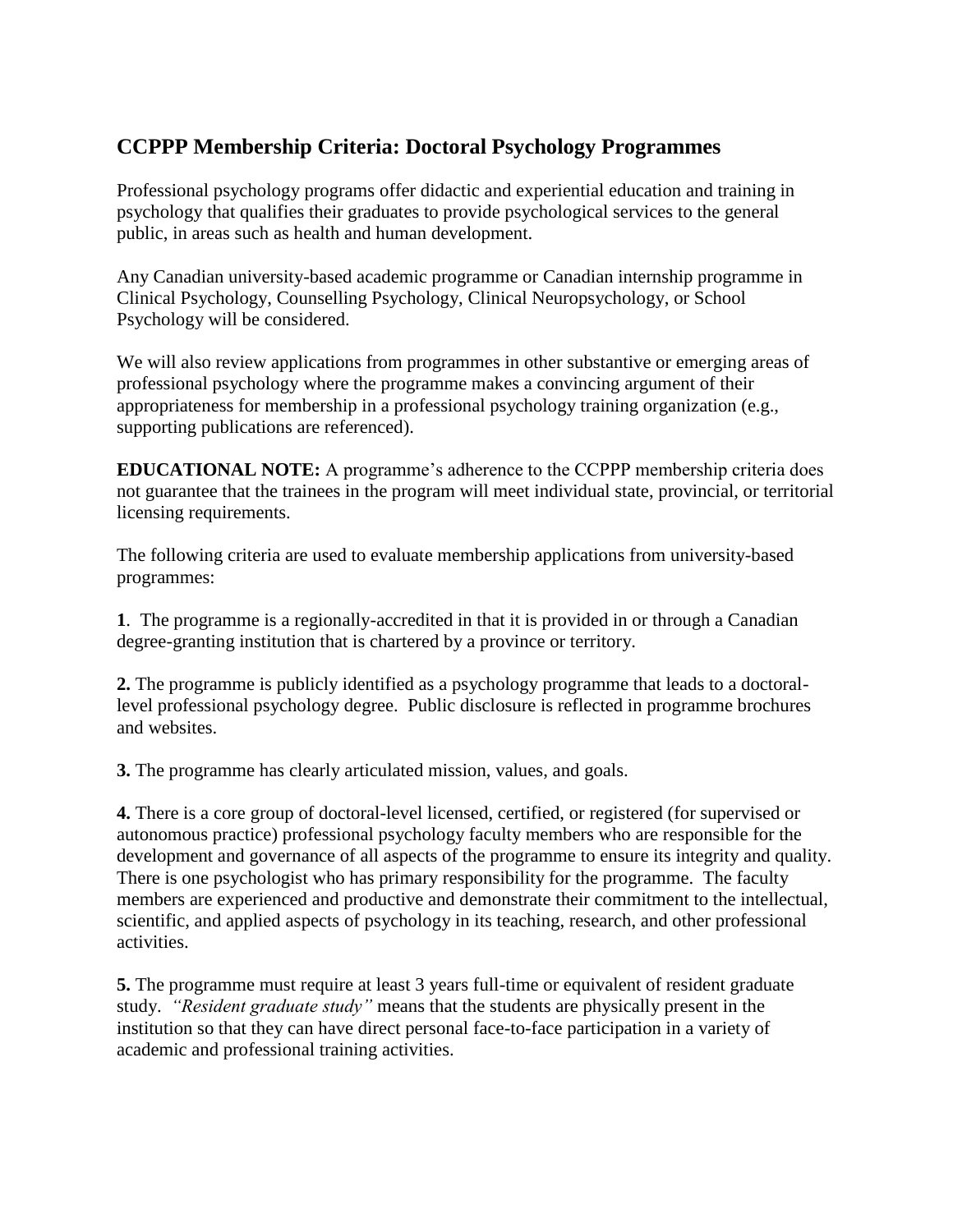## CCPPP Membership Criteria: Doctoral Psychology Programmes

Professional psychology programs offer didactic and experiential education and training in psychology that qualifies their graduates to provide psychological services to the general public, in areas such as health and human development.

Any Canadian university-based academic programme or Canadian internship programme in Clinical Psychology, Counselling Psychology, Clinical Neuropsychology, or School Psychology will be considered.

We will also review applications from programmes in other substantive or emerging areas of professional psychology where the programme makes a convincing argument of their appropriateness for membership in a professional psychology training organization (e.g., supporting publications are referenced).

**EDUCATIONAL NOTE:** A programme's adherence to the CCPPP membership criteria does not guarantee that the trainees in the program will meet individual state, provincial, or territorial licensing requirements.

The following criteria are used to evaluate membership applications from university-based programmes:

**1**. The programme is a regionally-accredited in that it is provided in or through a Canadian degree-granting institution that is chartered by a province or territory.

**2.** The programme is publicly identified as a psychology programme that leads to a doctoral-level professional psychology degree. Public disclosure is reflected in programme brochures and websites.

**3.** The programme has clearly articulated mission, values, and goals.

**4.** There is a core group of doctoral-level licensed, certified, or registered (for supervised or autonomous practice) professional psychology faculty members who are responsible for the development and governance of all aspects of the programme to ensure its integrity and quality. There is one psychologist who has primary responsibility for the programme. The faculty members are experienced and productive and demonstrate their commitment to the intellectual, scientific, and applied aspects of psychology in its teaching, research, and other professional activities.

**5.** The programme must require at least 3 years full-time or equivalent of resident graduate study. *"Resident graduate study"* means that the students are physically present in the institution so that they can have direct personal face-to-face participation in a variety of academic and professional training activities.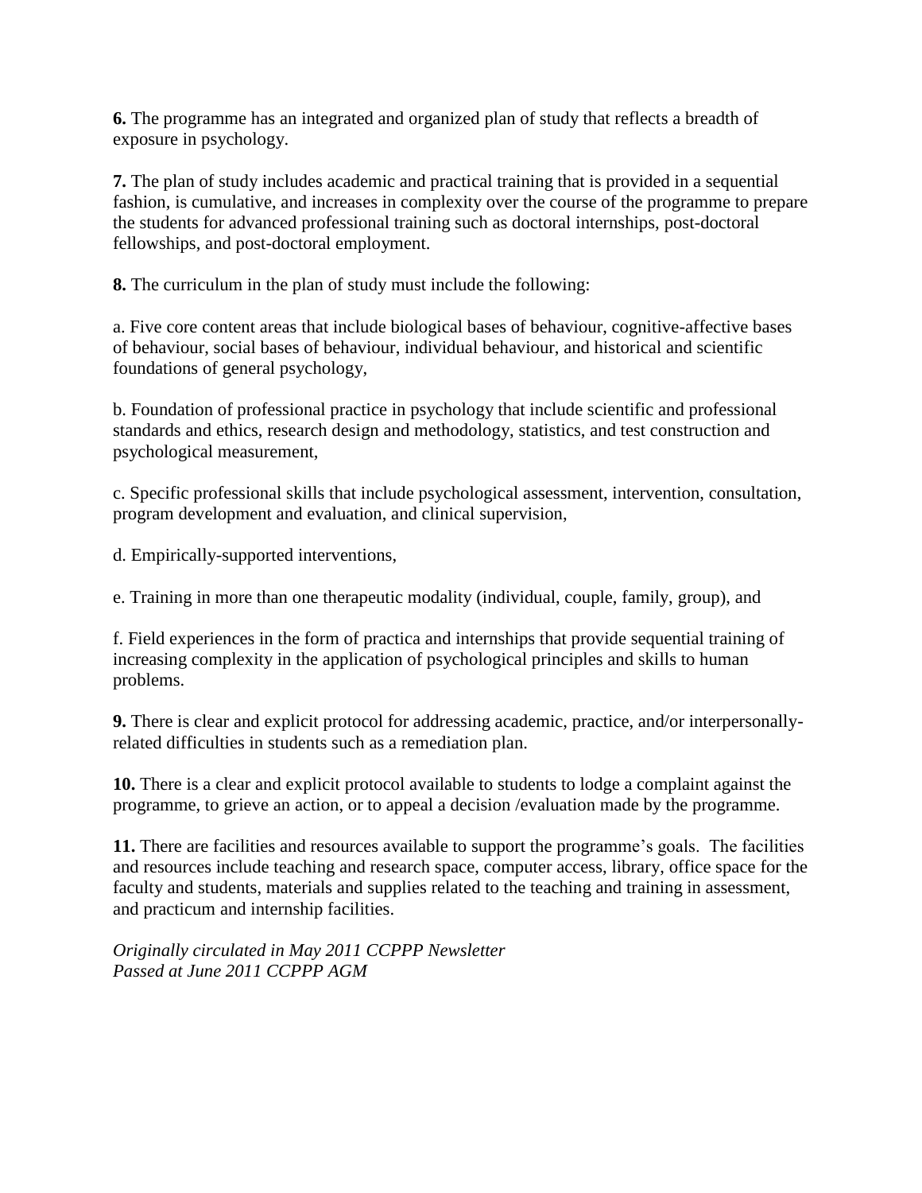**6.** The programme has an integrated and organized plan of study that reflects a breadth of exposure in psychology.

**7.** The plan of study includes academic and practical training that is provided in a sequential fashion, is cumulative, and increases in complexity over the course of the programme to prepare the students for advanced professional training such as doctoral internships, post-doctoral fellowships, and post-doctoral employment.

**8.** The curriculum in the plan of study must include the following:

a. Five core content areas that include biological bases of behaviour, cognitive-affective bases of behaviour, social bases of behaviour, individual behaviour, and historical and scientific foundations of general psychology,

b. Foundation of professional practice in psychology that include scientific and professional standards and ethics, research design and methodology, statistics, and test construction and psychological measurement,

c. Specific professional skills that include psychological assessment, intervention, consultation, program development and evaluation, and clinical supervision,

d. Empirically-supported interventions,

e. Training in more than one therapeutic modality (individual, couple, family, group), and

f. Field experiences in the form of practica and internships that provide sequential training of increasing complexity in the application of psychological principles and skills to human problems.

**9.** There is clear and explicit protocol for addressing academic, practice, and/or interpersonally-related difficulties in students such as a remediation plan.

**10.** There is a clear and explicit protocol available to students to lodge a complaint against the programme, to grieve an action, or to appeal a decision /evaluation made by the programme.

**11.** There are facilities and resources available to support the programme's goals. The facilities and resources include teaching and research space, computer access, library, office space for the faculty and students, materials and supplies related to the teaching and training in assessment, and practicum and internship facilities.

*Originally circulated in May 2011 CCPPP Newsletter*
*Passed at June 2011 CCPPP AGM*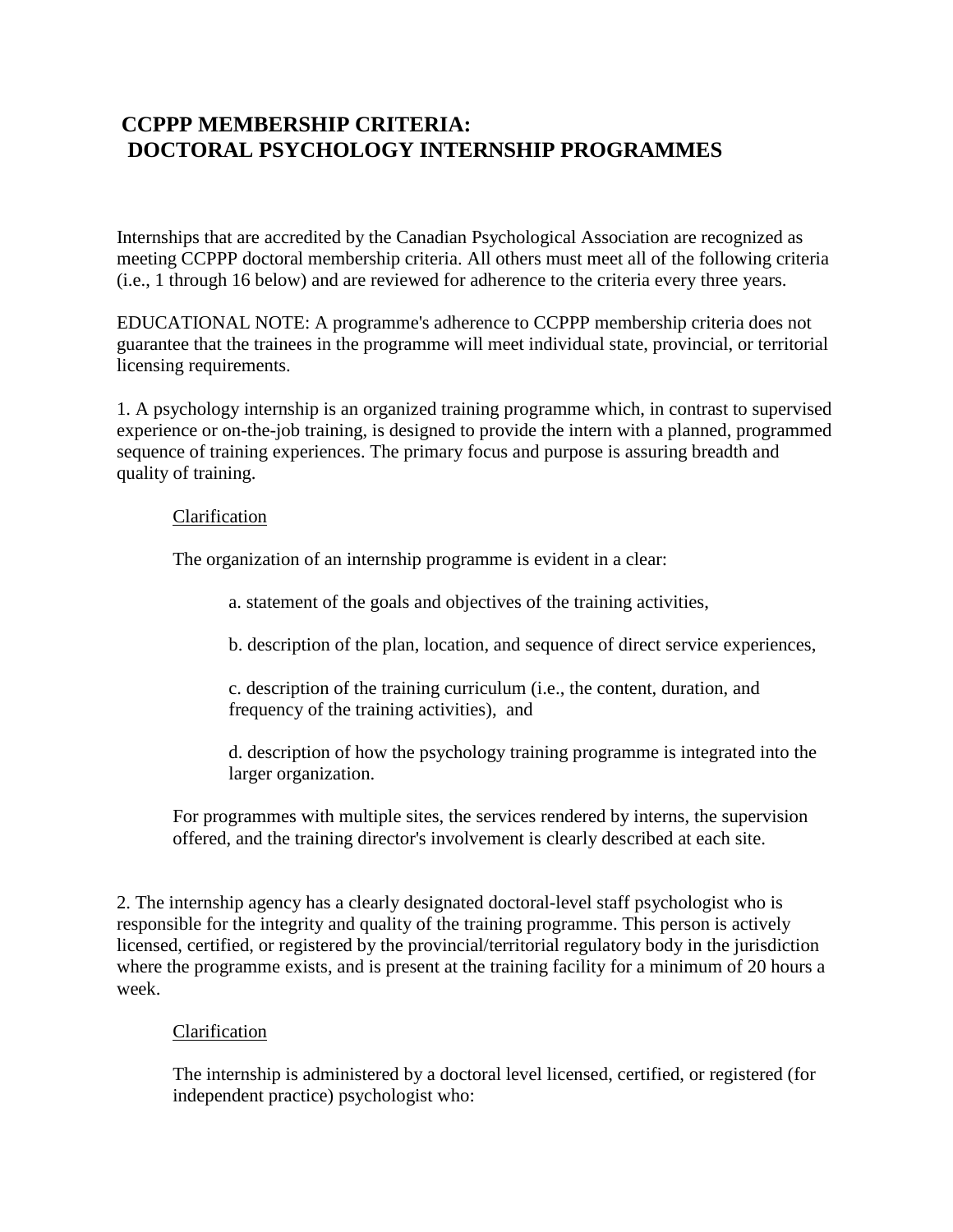# CCPPP MEMBERSHIP CRITERIA: DOCTORAL PSYCHOLOGY INTERNSHIP PROGRAMMES

Internships that are accredited by the Canadian Psychological Association are recognized as meeting CCPPP doctoral membership criteria. All others must meet all of the following criteria (i.e., 1 through 16 below) and are reviewed for adherence to the criteria every three years.

EDUCATIONAL NOTE: A programme's adherence to CCPPP membership criteria does not guarantee that the trainees in the programme will meet individual state, provincial, or territorial licensing requirements.

1. A psychology internship is an organized training programme which, in contrast to supervised experience or on-the-job training, is designed to provide the intern with a planned, programmed sequence of training experiences. The primary focus and purpose is assuring breadth and quality of training.

   Clarification

   The organization of an internship programme is evident in a clear:

   a. statement of the goals and objectives of the training activities,

   b. description of the plan, location, and sequence of direct service experiences,

   c. description of the training curriculum (i.e., the content, duration, and frequency of the training activities), and

   d. description of how the psychology training programme is integrated into the larger organization.

   For programmes with multiple sites, the services rendered by interns, the supervision offered, and the training director's involvement is clearly described at each site.

2. The internship agency has a clearly designated doctoral-level staff psychologist who is responsible for the integrity and quality of the training programme. This person is actively licensed, certified, or registered by the provincial/territorial regulatory body in the jurisdiction where the programme exists, and is present at the training facility for a minimum of 20 hours a week.

   Clarification

   The internship is administered by a doctoral level licensed, certified, or registered (for independent practice) psychologist who: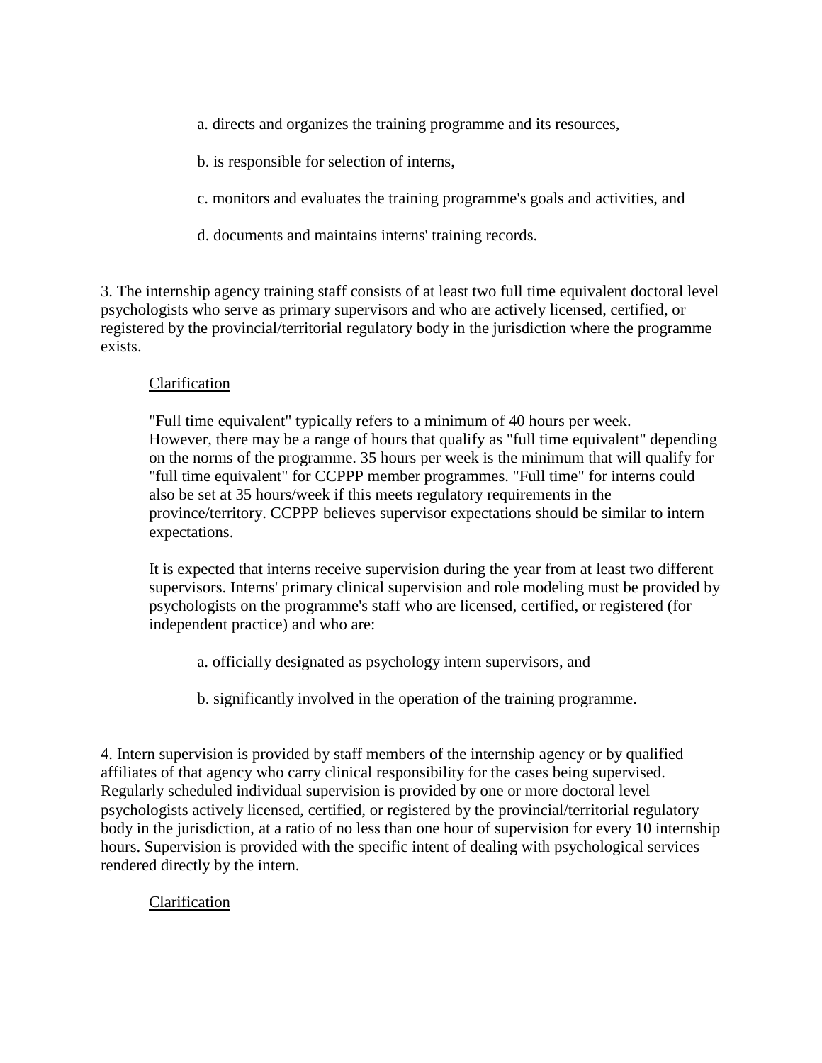a. directs and organizes the training programme and its resources,

b. is responsible for selection of interns,

c. monitors and evaluates the training programme's goals and activities, and

d. documents and maintains interns' training records.

3. The internship agency training staff consists of at least two full time equivalent doctoral level psychologists who serve as primary supervisors and who are actively licensed, certified, or registered by the provincial/territorial regulatory body in the jurisdiction where the programme exists.

<u>Clarification</u>

"Full time equivalent" typically refers to a minimum of 40 hours per week. However, there may be a range of hours that qualify as "full time equivalent" depending on the norms of the programme. 35 hours per week is the minimum that will qualify for "full time equivalent" for CCPPP member programmes. "Full time" for interns could also be set at 35 hours/week if this meets regulatory requirements in the province/territory. CCPPP believes supervisor expectations should be similar to intern expectations.

It is expected that interns receive supervision during the year from at least two different supervisors. Interns' primary clinical supervision and role modeling must be provided by psychologists on the programme's staff who are licensed, certified, or registered (for independent practice) and who are:

a. officially designated as psychology intern supervisors, and

b. significantly involved in the operation of the training programme.

4. Intern supervision is provided by staff members of the internship agency or by qualified affiliates of that agency who carry clinical responsibility for the cases being supervised. Regularly scheduled individual supervision is provided by one or more doctoral level psychologists actively licensed, certified, or registered by the provincial/territorial regulatory body in the jurisdiction, at a ratio of no less than one hour of supervision for every 10 internship hours. Supervision is provided with the specific intent of dealing with psychological services rendered directly by the intern.

<u>Clarification</u>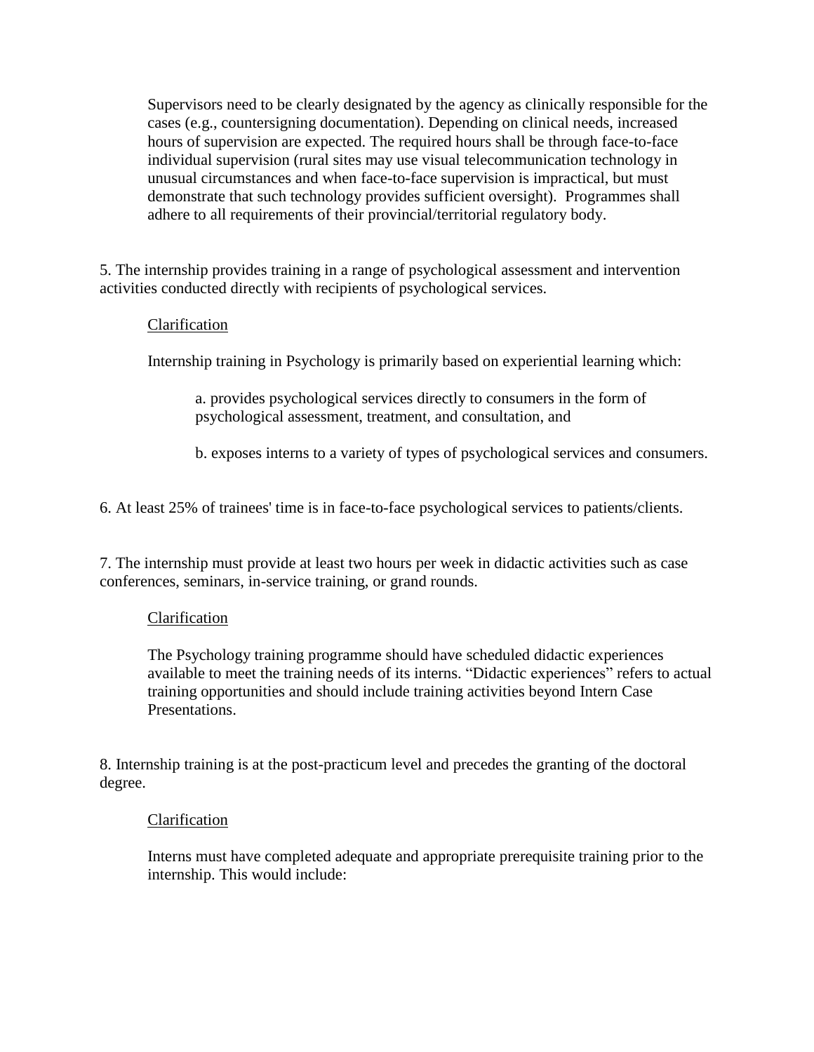Supervisors need to be clearly designated by the agency as clinically responsible for the cases (e.g., countersigning documentation). Depending on clinical needs, increased hours of supervision are expected. The required hours shall be through face-to-face individual supervision (rural sites may use visual telecommunication technology in unusual circumstances and when face-to-face supervision is impractical, but must demonstrate that such technology provides sufficient oversight). Programmes shall adhere to all requirements of their provincial/territorial regulatory body.

5. The internship provides training in a range of psychological assessment and intervention activities conducted directly with recipients of psychological services.

Clarification

Internship training in Psychology is primarily based on experiential learning which:

a. provides psychological services directly to consumers in the form of psychological assessment, treatment, and consultation, and

b. exposes interns to a variety of types of psychological services and consumers.

6. At least 25% of trainees' time is in face-to-face psychological services to patients/clients.

7. The internship must provide at least two hours per week in didactic activities such as case conferences, seminars, in-service training, or grand rounds.

Clarification

The Psychology training programme should have scheduled didactic experiences available to meet the training needs of its interns. "Didactic experiences" refers to actual training opportunities and should include training activities beyond Intern Case Presentations.

8. Internship training is at the post-practicum level and precedes the granting of the doctoral degree.

Clarification

Interns must have completed adequate and appropriate prerequisite training prior to the internship. This would include: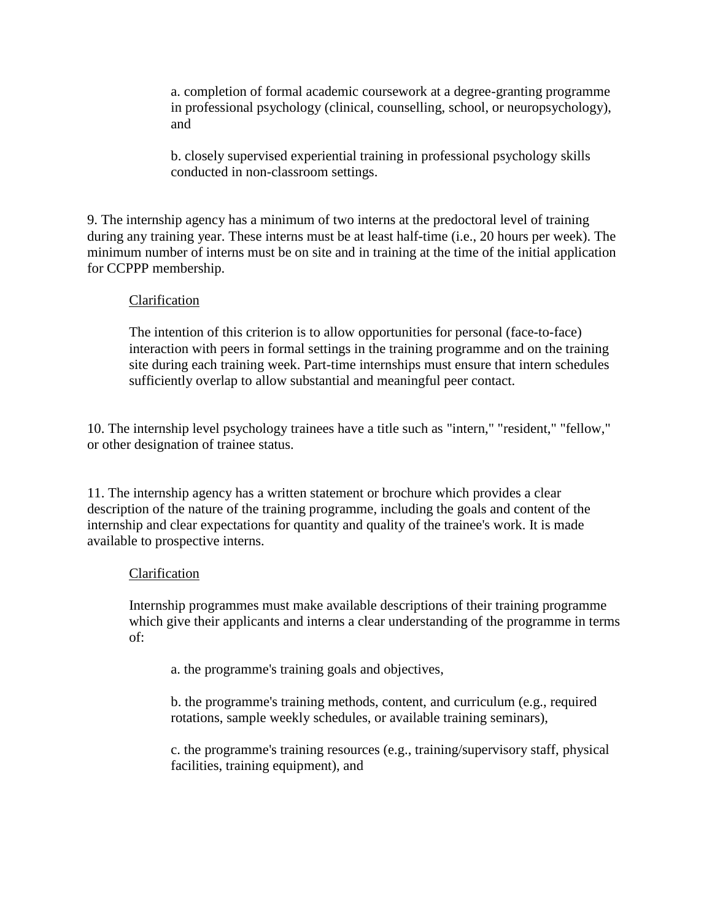a. completion of formal academic coursework at a degree-granting programme in professional psychology (clinical, counselling, school, or neuropsychology), and

b. closely supervised experiential training in professional psychology skills conducted in non-classroom settings.

9. The internship agency has a minimum of two interns at the predoctoral level of training during any training year. These interns must be at least half-time (i.e., 20 hours per week). The minimum number of interns must be on site and in training at the time of the initial application for CCPPP membership.

Clarification

The intention of this criterion is to allow opportunities for personal (face-to-face) interaction with peers in formal settings in the training programme and on the training site during each training week. Part-time internships must ensure that intern schedules sufficiently overlap to allow substantial and meaningful peer contact.

10. The internship level psychology trainees have a title such as "intern," "resident," "fellow," or other designation of trainee status.

11. The internship agency has a written statement or brochure which provides a clear description of the nature of the training programme, including the goals and content of the internship and clear expectations for quantity and quality of the trainee's work. It is made available to prospective interns.

Clarification

Internship programmes must make available descriptions of their training programme which give their applicants and interns a clear understanding of the programme in terms of:

a. the programme's training goals and objectives,

b. the programme's training methods, content, and curriculum (e.g., required rotations, sample weekly schedules, or available training seminars),

c. the programme's training resources (e.g., training/supervisory staff, physical facilities, training equipment), and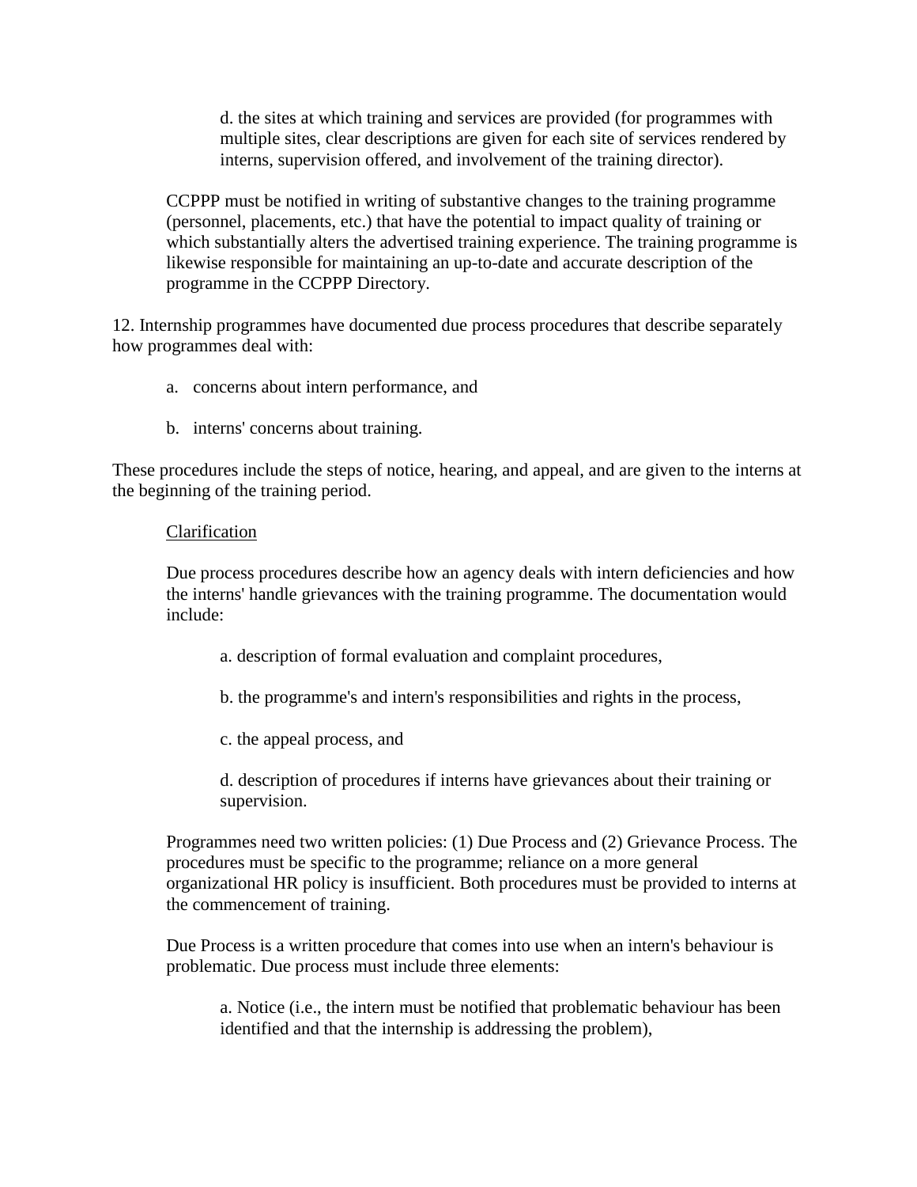d. the sites at which training and services are provided (for programmes with multiple sites, clear descriptions are given for each site of services rendered by interns, supervision offered, and involvement of the training director).

CCPPP must be notified in writing of substantive changes to the training programme (personnel, placements, etc.) that have the potential to impact quality of training or which substantially alters the advertised training experience. The training programme is likewise responsible for maintaining an up-to-date and accurate description of the programme in the CCPPP Directory.

12. Internship programmes have documented due process procedures that describe separately how programmes deal with:

a. concerns about intern performance, and

b. interns' concerns about training.

These procedures include the steps of notice, hearing, and appeal, and are given to the interns at the beginning of the training period.

Clarification

Due process procedures describe how an agency deals with intern deficiencies and how the interns' handle grievances with the training programme. The documentation would include:

a. description of formal evaluation and complaint procedures,

b. the programme's and intern's responsibilities and rights in the process,

c. the appeal process, and

d. description of procedures if interns have grievances about their training or supervision.

Programmes need two written policies: (1) Due Process and (2) Grievance Process. The procedures must be specific to the programme; reliance on a more general organizational HR policy is insufficient. Both procedures must be provided to interns at the commencement of training.

Due Process is a written procedure that comes into use when an intern's behaviour is problematic. Due process must include three elements:

a. Notice (i.e., the intern must be notified that problematic behaviour has been identified and that the internship is addressing the problem),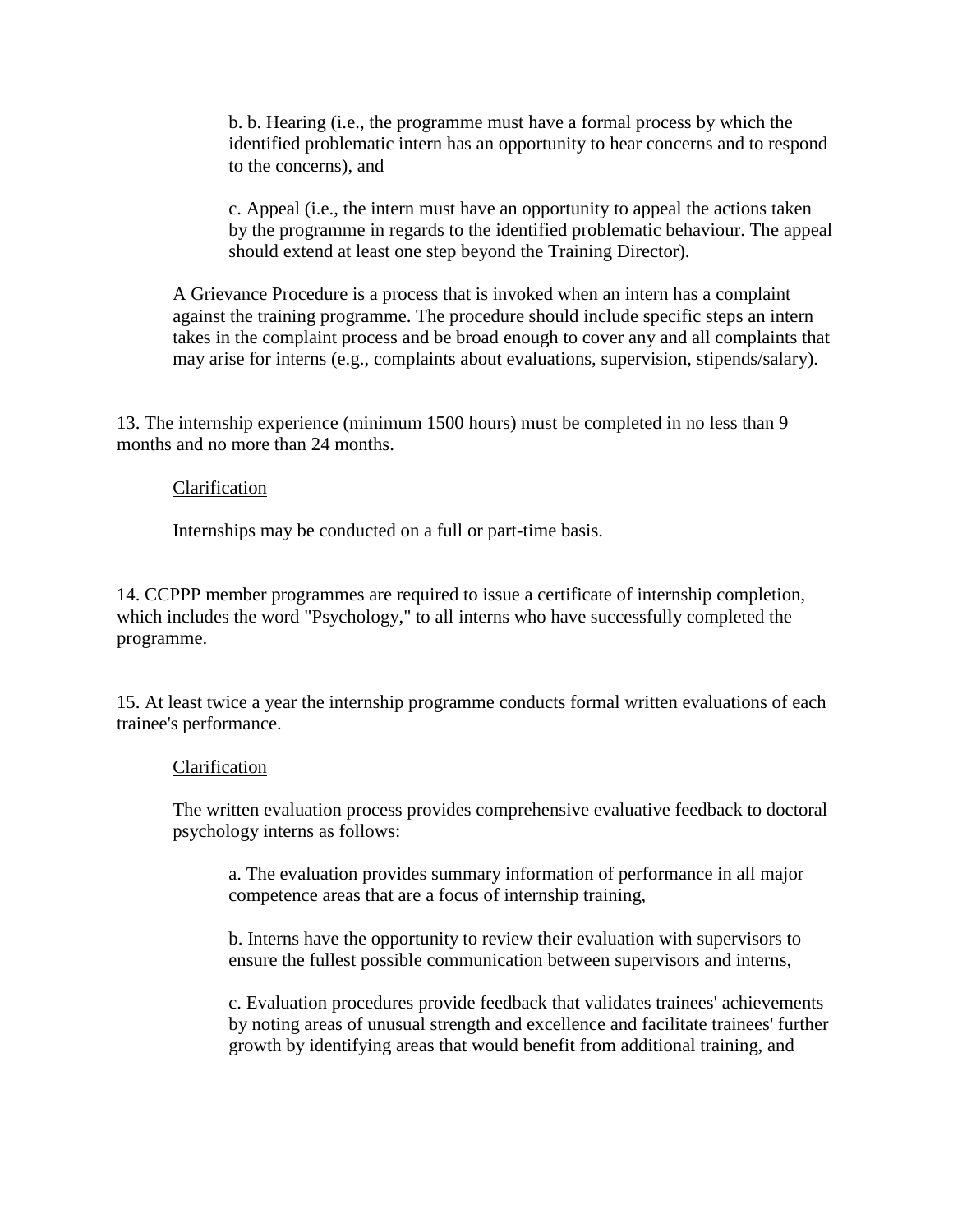b. b. Hearing (i.e., the programme must have a formal process by which the identified problematic intern has an opportunity to hear concerns and to respond to the concerns), and

c. Appeal (i.e., the intern must have an opportunity to appeal the actions taken by the programme in regards to the identified problematic behaviour. The appeal should extend at least one step beyond the Training Director).

A Grievance Procedure is a process that is invoked when an intern has a complaint against the training programme. The procedure should include specific steps an intern takes in the complaint process and be broad enough to cover any and all complaints that may arise for interns (e.g., complaints about evaluations, supervision, stipends/salary).

13. The internship experience (minimum 1500 hours) must be completed in no less than 9 months and no more than 24 months.

<u>Clarification</u>

Internships may be conducted on a full or part-time basis.

14. CCPPP member programmes are required to issue a certificate of internship completion, which includes the word "Psychology," to all interns who have successfully completed the programme.

15. At least twice a year the internship programme conducts formal written evaluations of each trainee's performance.

<u>Clarification</u>

The written evaluation process provides comprehensive evaluative feedback to doctoral psychology interns as follows:

a. The evaluation provides summary information of performance in all major competence areas that are a focus of internship training,

b. Interns have the opportunity to review their evaluation with supervisors to ensure the fullest possible communication between supervisors and interns,

c. Evaluation procedures provide feedback that validates trainees' achievements by noting areas of unusual strength and excellence and facilitate trainees' further growth by identifying areas that would benefit from additional training, and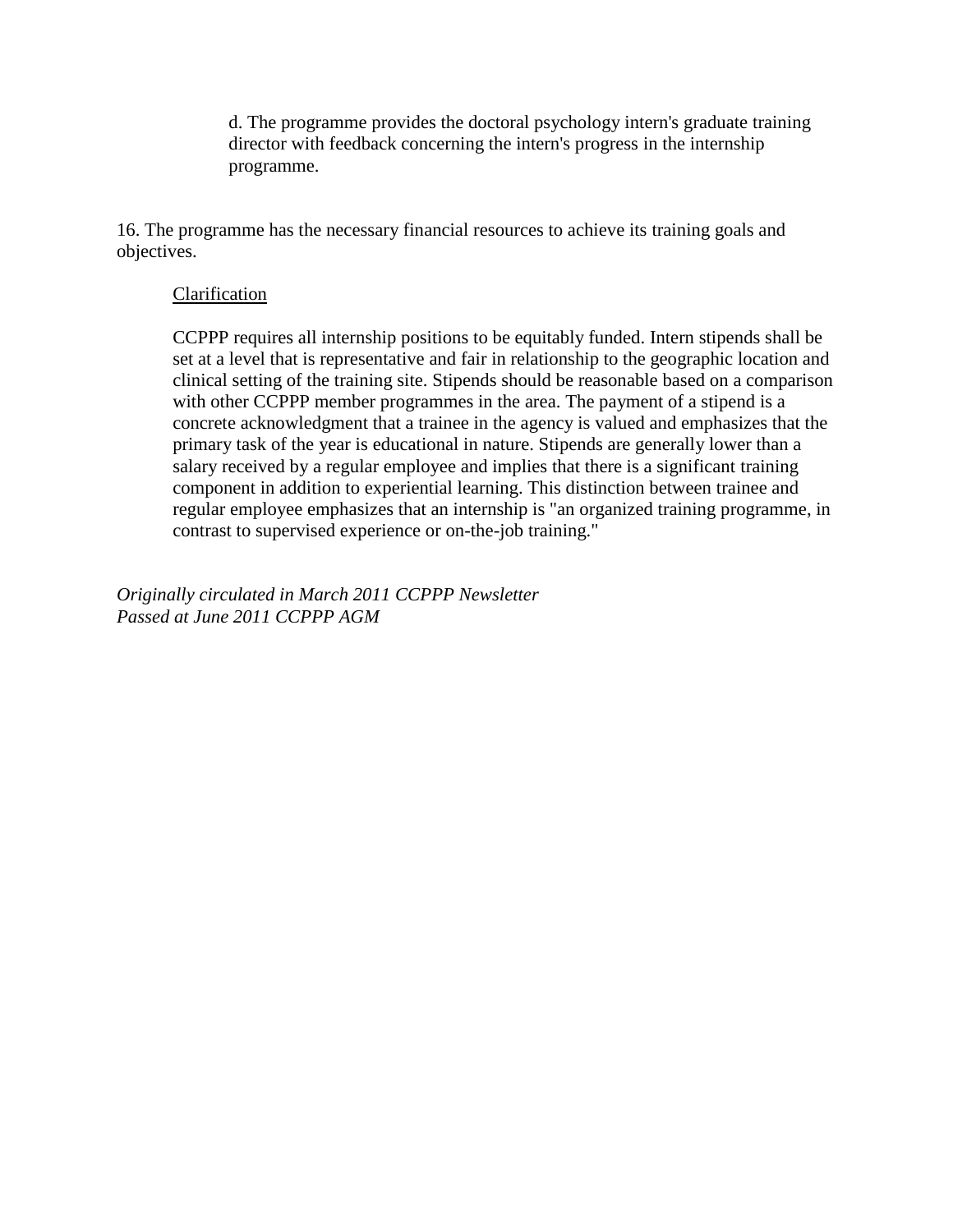d. The programme provides the doctoral psychology intern's graduate training director with feedback concerning the intern's progress in the internship programme.

16. The programme has the necessary financial resources to achieve its training goals and objectives.

Clarification

CCPPP requires all internship positions to be equitably funded. Intern stipends shall be set at a level that is representative and fair in relationship to the geographic location and clinical setting of the training site. Stipends should be reasonable based on a comparison with other CCPPP member programmes in the area. The payment of a stipend is a concrete acknowledgment that a trainee in the agency is valued and emphasizes that the primary task of the year is educational in nature. Stipends are generally lower than a salary received by a regular employee and implies that there is a significant training component in addition to experiential learning. This distinction between trainee and regular employee emphasizes that an internship is "an organized training programme, in contrast to supervised experience or on-the-job training."

*Originally circulated in March 2011 CCPPP Newsletter*
*Passed at June 2011 CCPPP AGM*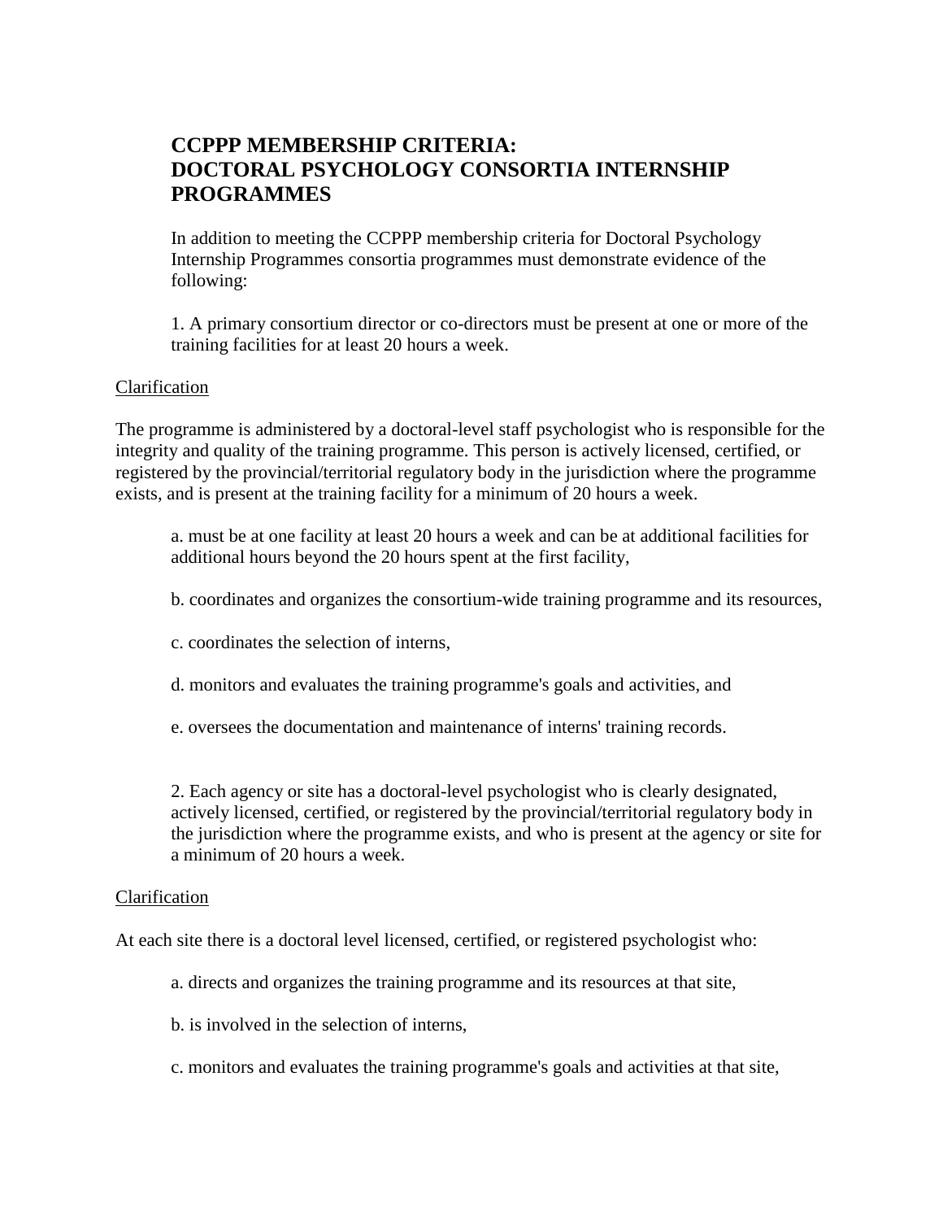# CCPPP MEMBERSHIP CRITERIA: DOCTORAL PSYCHOLOGY CONSORTIA INTERNSHIP PROGRAMMES

In addition to meeting the CCPPP membership criteria for Doctoral Psychology Internship Programmes consortia programmes must demonstrate evidence of the following:

1. A primary consortium director or co-directors must be present at one or more of the training facilities for at least 20 hours a week.

Clarification

The programme is administered by a doctoral-level staff psychologist who is responsible for the integrity and quality of the training programme. This person is actively licensed, certified, or registered by the provincial/territorial regulatory body in the jurisdiction where the programme exists, and is present at the training facility for a minimum of 20 hours a week.

a. must be at one facility at least 20 hours a week and can be at additional facilities for additional hours beyond the 20 hours spent at the first facility,

b. coordinates and organizes the consortium-wide training programme and its resources,

c. coordinates the selection of interns,

d. monitors and evaluates the training programme's goals and activities, and

e. oversees the documentation and maintenance of interns' training records.

2. Each agency or site has a doctoral-level psychologist who is clearly designated, actively licensed, certified, or registered by the provincial/territorial regulatory body in the jurisdiction where the programme exists, and who is present at the agency or site for a minimum of 20 hours a week.

Clarification

At each site there is a doctoral level licensed, certified, or registered psychologist who:

a. directs and organizes the training programme and its resources at that site,

b. is involved in the selection of interns,

c. monitors and evaluates the training programme's goals and activities at that site,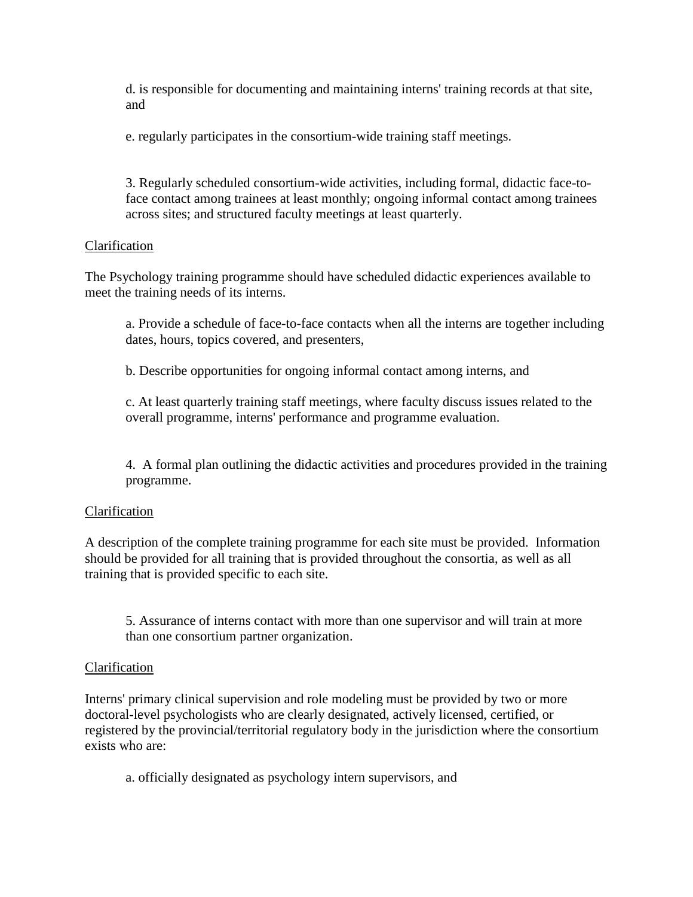d. is responsible for documenting and maintaining interns' training records at that site, and

e. regularly participates in the consortium-wide training staff meetings.

3. Regularly scheduled consortium-wide activities, including formal, didactic face-to-face contact among trainees at least monthly; ongoing informal contact among trainees across sites; and structured faculty meetings at least quarterly.

<u>Clarification</u>

The Psychology training programme should have scheduled didactic experiences available to meet the training needs of its interns.

a. Provide a schedule of face-to-face contacts when all the interns are together including dates, hours, topics covered, and presenters,

b. Describe opportunities for ongoing informal contact among interns, and

c. At least quarterly training staff meetings, where faculty discuss issues related to the overall programme, interns' performance and programme evaluation.

4. A formal plan outlining the didactic activities and procedures provided in the training programme.

<u>Clarification</u>

A description of the complete training programme for each site must be provided. Information should be provided for all training that is provided throughout the consortia, as well as all training that is provided specific to each site.

5. Assurance of interns contact with more than one supervisor and will train at more than one consortium partner organization.

<u>Clarification</u>

Interns' primary clinical supervision and role modeling must be provided by two or more doctoral-level psychologists who are clearly designated, actively licensed, certified, or registered by the provincial/territorial regulatory body in the jurisdiction where the consortium exists who are:

a. officially designated as psychology intern supervisors, and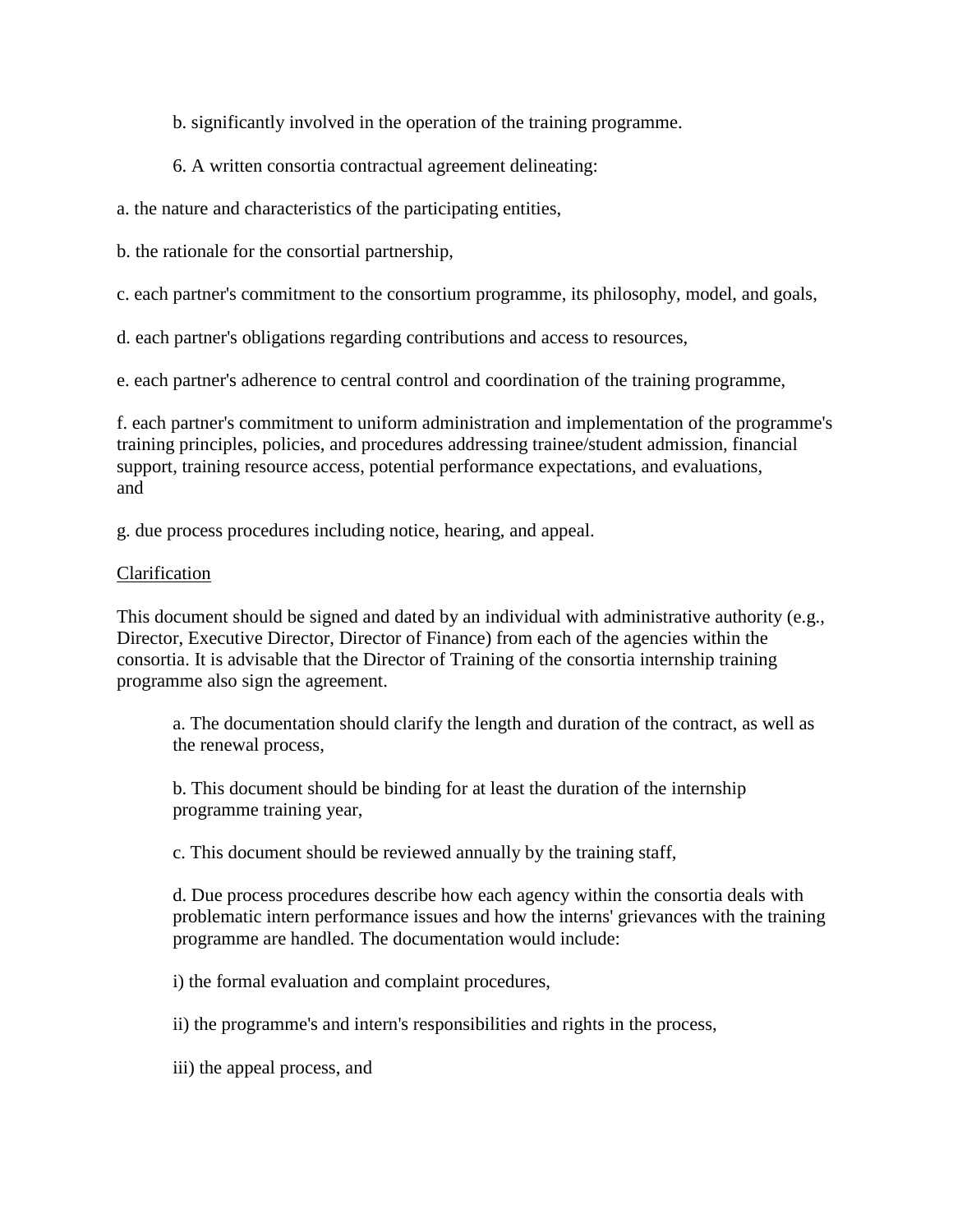b. significantly involved in the operation of the training programme.

6. A written consortia contractual agreement delineating:

a. the nature and characteristics of the participating entities,

b. the rationale for the consortial partnership,

c. each partner's commitment to the consortium programme, its philosophy, model, and goals,

d. each partner's obligations regarding contributions and access to resources,

e. each partner's adherence to central control and coordination of the training programme,

f. each partner's commitment to uniform administration and implementation of the programme's training principles, policies, and procedures addressing trainee/student admission, financial support, training resource access, potential performance expectations, and evaluations, and

g. due process procedures including notice, hearing, and appeal.

<u>Clarification</u>

This document should be signed and dated by an individual with administrative authority (e.g., Director, Executive Director, Director of Finance) from each of the agencies within the consortia. It is advisable that the Director of Training of the consortia internship training programme also sign the agreement.

a. The documentation should clarify the length and duration of the contract, as well as the renewal process,

b. This document should be binding for at least the duration of the internship programme training year,

c. This document should be reviewed annually by the training staff,

d. Due process procedures describe how each agency within the consortia deals with problematic intern performance issues and how the interns' grievances with the training programme are handled. The documentation would include:

i) the formal evaluation and complaint procedures,

ii) the programme's and intern's responsibilities and rights in the process,

iii) the appeal process, and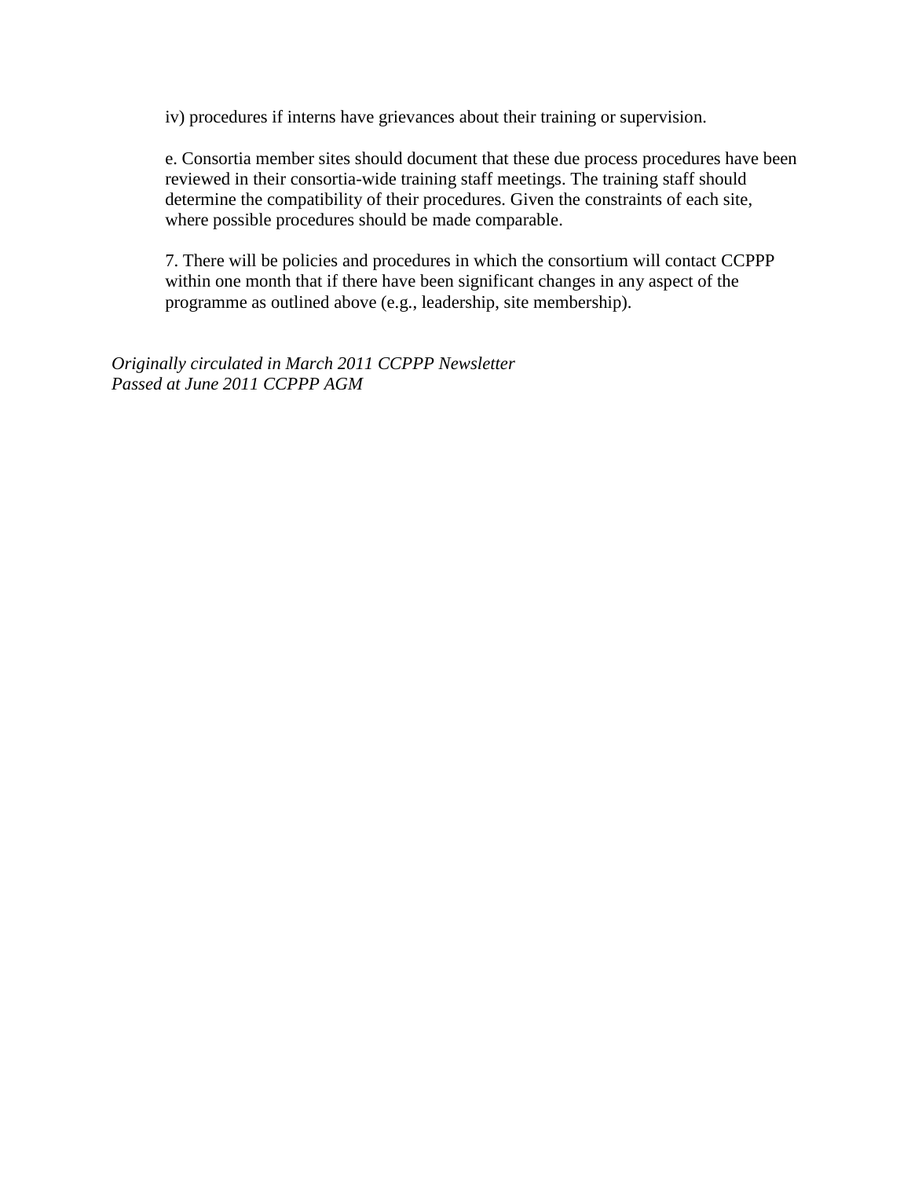iv) procedures if interns have grievances about their training or supervision.

e. Consortia member sites should document that these due process procedures have been reviewed in their consortia-wide training staff meetings. The training staff should determine the compatibility of their procedures. Given the constraints of each site, where possible procedures should be made comparable.

7. There will be policies and procedures in which the consortium will contact CCPPP within one month that if there have been significant changes in any aspect of the programme as outlined above (e.g., leadership, site membership).

*Originally circulated in March 2011 CCPPP Newsletter*
*Passed at June 2011 CCPPP AGM*